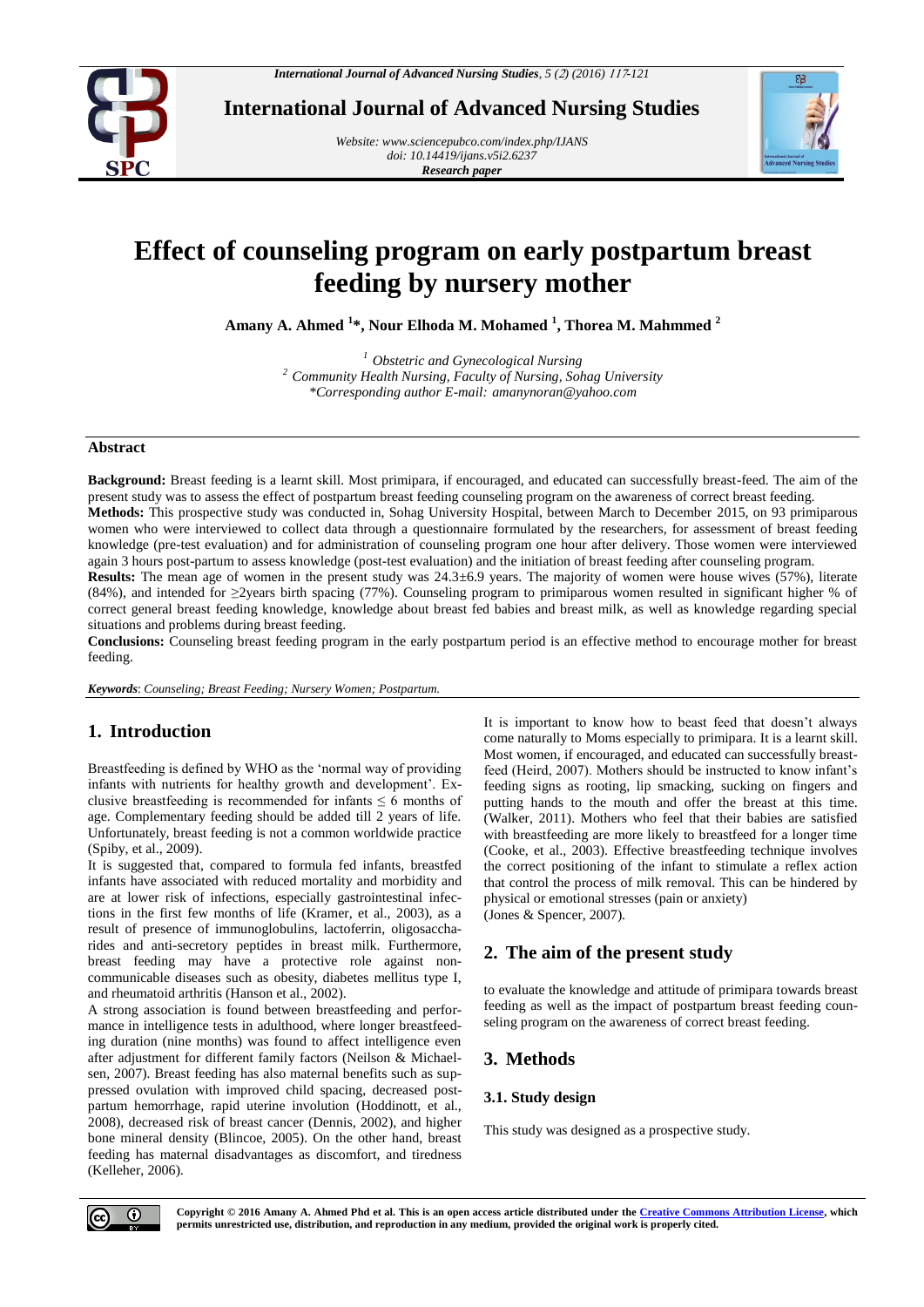# Effect of counseling program on early postpartum breast feeding by nursery mother

**Amany A. Ahmed [1]*, Nour Elhoda M. Mohamed [1], Thorea M. Mahmmed [2]**

[1] *Obstetric and Gynecological Nursing*
[2] *Community Health Nursing, Faculty of Nursing, Sohag University*
*\*Corresponding author E-mail: amanynoran@yahoo.com*

## Abstract

**Background:** Breast feeding is a learnt skill. Most primipara, if encouraged, and educated can successfully breast-feed. The aim of the present study was to assess the effect of postpartum breast feeding counseling program on the awareness of correct breast feeding.

**Methods:** This prospective study was conducted in, Sohag University Hospital, between March to December 2015, on 93 primiparous women who were interviewed to collect data through a questionnaire formulated by the researchers, for assessment of breast feeding knowledge (pre-test evaluation) and for administration of counseling program one hour after delivery. Those women were interviewed again 3 hours post-partum to assess knowledge (post-test evaluation) and the initiation of breast feeding after counseling program.

**Results:** The mean age of women in the present study was 24.3±6.9 years. The majority of women were house wives (57%), literate (84%), and intended for ≥2years birth spacing (77%). Counseling program to primiparous women resulted in significant higher % of correct general breast feeding knowledge, knowledge about breast fed babies and breast milk, as well as knowledge regarding special situations and problems during breast feeding.

**Conclusions:** Counseling breast feeding program in the early postpartum period is an effective method to encourage mother for breast feeding.

***Keywords**: Counseling; Breast Feeding; Nursery Women; Postpartum.*

## 1. Introduction

Breastfeeding is defined by WHO as the 'normal way of providing infants with nutrients for healthy growth and development'. Exclusive breastfeeding is recommended for infants ≤ 6 months of age. Complementary feeding should be added till 2 years of life. Unfortunately, breast feeding is not a common worldwide practice (Spiby, et al., 2009).

It is suggested that, compared to formula fed infants, breastfed infants have associated with reduced mortality and morbidity and are at lower risk of infections, especially gastrointestinal infections in the first few months of life (Kramer, et al., 2003), as a result of presence of immunoglobulins, lactoferrin, oligosaccharides and anti-secretory peptides in breast milk. Furthermore, breast feeding may have a protective role against non-communicable diseases such as obesity, diabetes mellitus type I, and rheumatoid arthritis (Hanson et al., 2002).

A strong association is found between breastfeeding and performance in intelligence tests in adulthood, where longer breastfeeding duration (nine months) was found to affect intelligence even after adjustment for different family factors (Neilson & Michaelsen, 2007). Breast feeding has also maternal benefits such as suppressed ovulation with improved child spacing, decreased postpartum hemorrhage, rapid uterine involution (Hoddinott, et al., 2008), decreased risk of breast cancer (Dennis, 2002), and higher bone mineral density (Blincoe, 2005). On the other hand, breast feeding has maternal disadvantages as discomfort, and tiredness (Kelleher, 2006).

It is important to know how to beast feed that doesn't always come naturally to Moms especially to primipara. It is a learnt skill. Most women, if encouraged, and educated can successfully breast-feed (Heird, 2007). Mothers should be instructed to know infant's feeding signs as rooting, lip smacking, sucking on fingers and putting hands to the mouth and offer the breast at this time. (Walker, 2011). Mothers who feel that their babies are satisfied with breastfeeding are more likely to breastfeed for a longer time (Cooke, et al., 2003). Effective breastfeeding technique involves the correct positioning of the infant to stimulate a reflex action that control the process of milk removal. This can be hindered by physical or emotional stresses (pain or anxiety)
(Jones & Spencer, 2007).

## 2. The aim of the present study

to evaluate the knowledge and attitude of primipara towards breast feeding as well as the impact of postpartum breast feeding counseling program on the awareness of correct breast feeding.

## 3. Methods

### 3.1. Study design

This study was designed as a prospective study.

**Copyright © 2016 Amany A. Ahmed Phd et al. This is an open access article distributed under the Creative Commons Attribution License, which permits unrestricted use, distribution, and reproduction in any medium, provided the original work is properly cited.**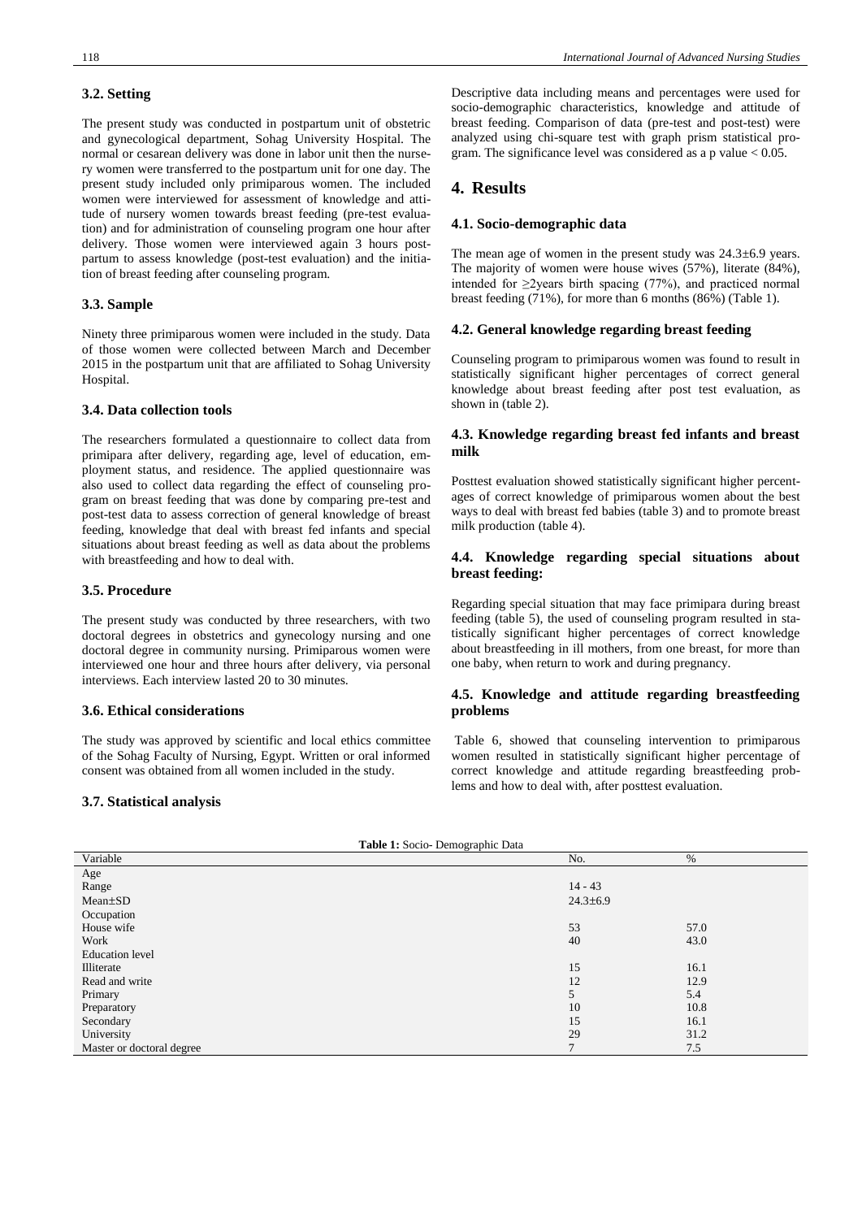### 3.2. Setting

The present study was conducted in postpartum unit of obstetric and gynecological department, Sohag University Hospital. The normal or cesarean delivery was done in labor unit then the nursery women were transferred to the postpartum unit for one day. The present study included only primiparous women. The included women were interviewed for assessment of knowledge and attitude of nursery women towards breast feeding (pre-test evaluation) and for administration of counseling program one hour after delivery. Those women were interviewed again 3 hours postpartum to assess knowledge (post-test evaluation) and the initiation of breast feeding after counseling program.

### 3.3. Sample

Ninety three primiparous women were included in the study. Data of those women were collected between March and December 2015 in the postpartum unit that are affiliated to Sohag University Hospital.

### 3.4. Data collection tools

The researchers formulated a questionnaire to collect data from primipara after delivery, regarding age, level of education, employment status, and residence. The applied questionnaire was also used to collect data regarding the effect of counseling program on breast feeding that was done by comparing pre-test and post-test data to assess correction of general knowledge of breast feeding, knowledge that deal with breast fed infants and special situations about breast feeding as well as data about the problems with breastfeeding and how to deal with.

### 3.5. Procedure

The present study was conducted by three researchers, with two doctoral degrees in obstetrics and gynecology nursing and one doctoral degree in community nursing. Primiparous women were interviewed one hour and three hours after delivery, via personal interviews. Each interview lasted 20 to 30 minutes.

### 3.6. Ethical considerations

The study was approved by scientific and local ethics committee of the Sohag Faculty of Nursing, Egypt. Written or oral informed consent was obtained from all women included in the study.

### 3.7. Statistical analysis

Descriptive data including means and percentages were used for socio-demographic characteristics, knowledge and attitude of breast feeding. Comparison of data (pre-test and post-test) were analyzed using chi-square test with graph prism statistical program. The significance level was considered as a p value $< 0.05$.

## 4. Results

### 4.1. Socio-demographic data

The mean age of women in the present study was $24.3 \pm 6.9$ years. The majority of women were house wives (57%), literate (84%), intended for ≥2years birth spacing (77%), and practiced normal breast feeding (71%), for more than 6 months (86%) (Table 1).

### 4.2. General knowledge regarding breast feeding

Counseling program to primiparous women was found to result in statistically significant higher percentages of correct general knowledge about breast feeding after post test evaluation, as shown in (table 2).

### 4.3. Knowledge regarding breast fed infants and breast milk

Posttest evaluation showed statistically significant higher percentages of correct knowledge of primiparous women about the best ways to deal with breast fed babies (table 3) and to promote breast milk production (table 4).

### 4.4. Knowledge regarding special situations about breast feeding:

Regarding special situation that may face primipara during breast feeding (table 5), the used of counseling program resulted in statistically significant higher percentages of correct knowledge about breastfeeding in ill mothers, from one breast, for more than one baby, when return to work and during pregnancy.

### 4.5. Knowledge and attitude regarding breastfeeding problems

Table 6, showed that counseling intervention to primiparous women resulted in statistically significant higher percentage of correct knowledge and attitude regarding breastfeeding problems and how to deal with, after posttest evaluation.

**Table 1:** Socio- Demographic Data

| Variable | No. | % |
|---|---|---|
| Age | | |
| Range | 14 - 43 | |
| Mean±SD | 24.3±6.9 | |
| Occupation | | |
| House wife | 53 | 57.0 |
| Work | 40 | 43.0 |
| Education level | | |
| Illiterate | 15 | 16.1 |
| Read and write | 12 | 12.9 |
| Primary | 5 | 5.4 |
| Preparatory | 10 | 10.8 |
| Secondary | 15 | 16.1 |
| University | 29 | 31.2 |
| Master or doctoral degree | 7 | 7.5 |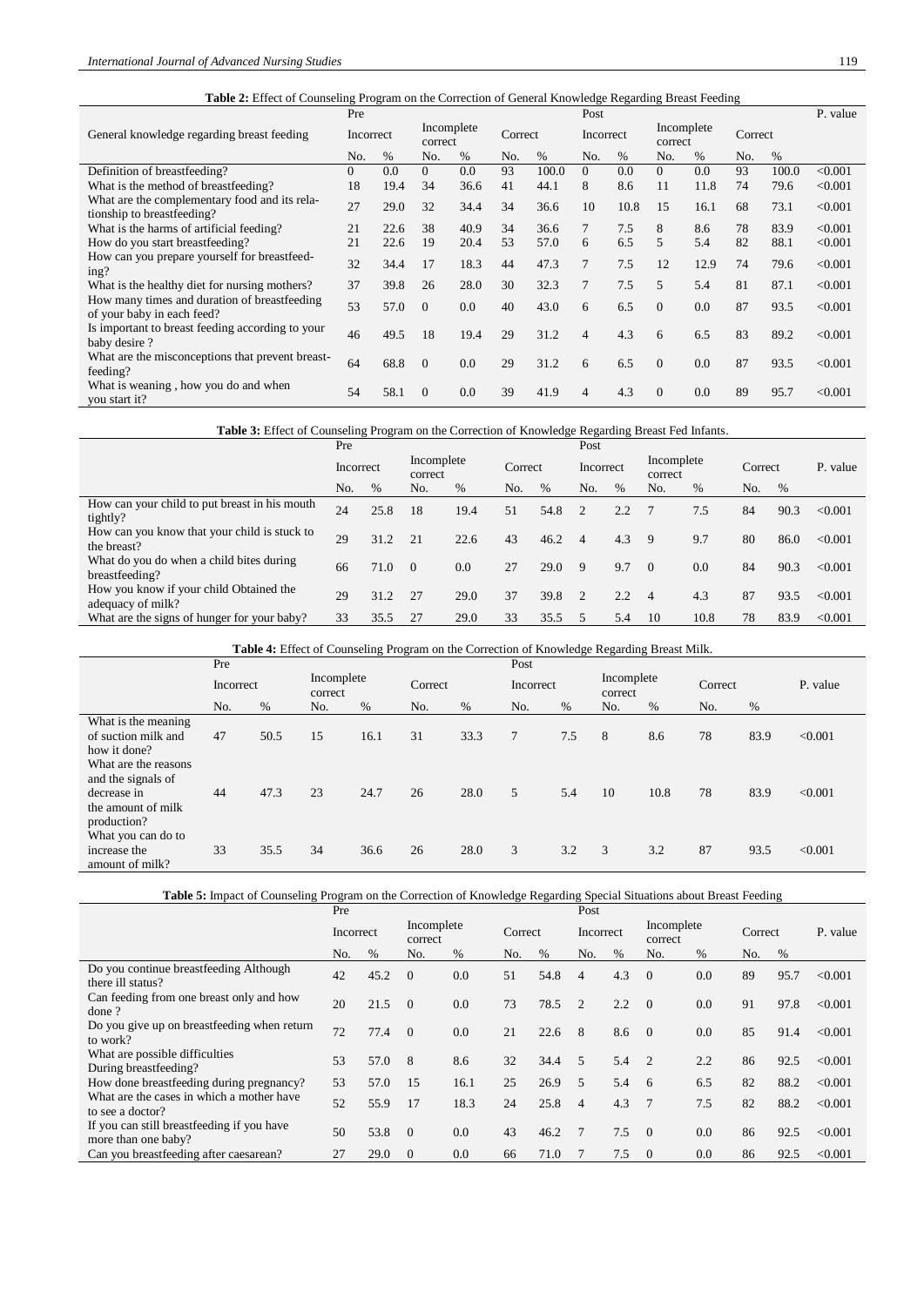**Table 2:** Effect of Counseling Program on the Correction of General Knowledge Regarding Breast Feeding

| General knowledge regarding breast feeding | Pre | | | | | | Post | | | | | | P. value |
|---|---|---|---|---|---|---|---|---|---|---|---|---|---|
| | Incorrect | | Incomplete correct | | Correct | | Incorrect | | Incomplete correct | | Correct | | |
| | No. | % | No. | % | No. | % | No. | % | No. | % | No. | % | |
| Definition of breastfeeding? | 0 | 0.0 | 0 | 0.0 | 93 | 100.0 | 0 | 0.0 | 0 | 0.0 | 93 | 100.0 | <0.001 |
| What is the method of breastfeeding? | 18 | 19.4 | 34 | 36.6 | 41 | 44.1 | 8 | 8.6 | 11 | 11.8 | 74 | 79.6 | <0.001 |
| What are the complementary food and its relationship to breastfeeding? | 27 | 29.0 | 32 | 34.4 | 34 | 36.6 | 10 | 10.8 | 15 | 16.1 | 68 | 73.1 | <0.001 |
| What is the harms of artificial feeding? | 21 | 22.6 | 38 | 40.9 | 34 | 36.6 | 7 | 7.5 | 8 | 8.6 | 78 | 83.9 | <0.001 |
| How do you start breastfeeding? | 21 | 22.6 | 19 | 20.4 | 53 | 57.0 | 6 | 6.5 | 5 | 5.4 | 82 | 88.1 | <0.001 |
| How can you prepare yourself for breastfeeding? | 32 | 34.4 | 17 | 18.3 | 44 | 47.3 | 7 | 7.5 | 12 | 12.9 | 74 | 79.6 | <0.001 |
| What is the healthy diet for nursing mothers? | 37 | 39.8 | 26 | 28.0 | 30 | 32.3 | 7 | 7.5 | 5 | 5.4 | 81 | 87.1 | <0.001 |
| How many times and duration of breastfeeding of your baby in each feed? | 53 | 57.0 | 0 | 0.0 | 40 | 43.0 | 6 | 6.5 | 0 | 0.0 | 87 | 93.5 | <0.001 |
| Is important to breast feeding according to your baby desire ? | 46 | 49.5 | 18 | 19.4 | 29 | 31.2 | 4 | 4.3 | 6 | 6.5 | 83 | 89.2 | <0.001 |
| What are the misconceptions that prevent breastfeeding? | 64 | 68.8 | 0 | 0.0 | 29 | 31.2 | 6 | 6.5 | 0 | 0.0 | 87 | 93.5 | <0.001 |
| What is weaning , how you do and when you start it? | 54 | 58.1 | 0 | 0.0 | 39 | 41.9 | 4 | 4.3 | 0 | 0.0 | 89 | 95.7 | <0.001 |

**Table 3:** Effect of Counseling Program on the Correction of Knowledge Regarding Breast Fed Infants.

| | Pre | | | | | | Post | | | | | | P. value |
|---|---|---|---|---|---|---|---|---|---|---|---|---|---|
| | Incorrect | | Incomplete correct | | Correct | | Incorrect | | Incomplete correct | | Correct | | |
| | No. | % | No. | % | No. | % | No. | % | No. | % | No. | % | |
| How can your child to put breast in his mouth tightly? | 24 | 25.8 | 18 | 19.4 | 51 | 54.8 | 2 | 2.2 | 7 | 7.5 | 84 | 90.3 | <0.001 |
| How can you know that your child is stuck to the breast? | 29 | 31.2 | 21 | 22.6 | 43 | 46.2 | 4 | 4.3 | 9 | 9.7 | 80 | 86.0 | <0.001 |
| What do you do when a child bites during breastfeeding? | 66 | 71.0 | 0 | 0.0 | 27 | 29.0 | 9 | 9.7 | 0 | 0.0 | 84 | 90.3 | <0.001 |
| How you know if your child Obtained the adequacy of milk? | 29 | 31.2 | 27 | 29.0 | 37 | 39.8 | 2 | 2.2 | 4 | 4.3 | 87 | 93.5 | <0.001 |
| What are the signs of hunger for your baby? | 33 | 35.5 | 27 | 29.0 | 33 | 35.5 | 5 | 5.4 | 10 | 10.8 | 78 | 83.9 | <0.001 |

**Table 4:** Effect of Counseling Program on the Correction of Knowledge Regarding Breast Milk.

| | Pre | | | | | | Post | | | | | | P. value |
|---|---|---|---|---|---|---|---|---|---|---|---|---|---|
| | Incorrect | | Incomplete correct | | Correct | | Incorrect | | Incomplete correct | | Correct | | |
| | No. | % | No. | % | No. | % | No. | % | No. | % | No. | % | |
| What is the meaning of suction milk and how it done? | 47 | 50.5 | 15 | 16.1 | 31 | 33.3 | 7 | 7.5 | 8 | 8.6 | 78 | 83.9 | <0.001 |
| What are the reasons and the signals of decrease in the amount of milk production? | 44 | 47.3 | 23 | 24.7 | 26 | 28.0 | 5 | 5.4 | 10 | 10.8 | 78 | 83.9 | <0.001 |
| What you can do to increase the amount of milk? | 33 | 35.5 | 34 | 36.6 | 26 | 28.0 | 3 | 3.2 | 3 | 3.2 | 87 | 93.5 | <0.001 |

**Table 5:** Impact of Counseling Program on the Correction of Knowledge Regarding Special Situations about Breast Feeding

| | Pre | | | | | | Post | | | | | | P. value |
|---|---|---|---|---|---|---|---|---|---|---|---|---|---|
| | Incorrect | | Incomplete correct | | Correct | | Incorrect | | Incomplete correct | | Correct | | |
| | No. | % | No. | % | No. | % | No. | % | No. | % | No. | % | |
| Do you continue breastfeeding Although there ill status? | 42 | 45.2 | 0 | 0.0 | 51 | 54.8 | 4 | 4.3 | 0 | 0.0 | 89 | 95.7 | <0.001 |
| Can feeding from one breast only and how done ? | 20 | 21.5 | 0 | 0.0 | 73 | 78.5 | 2 | 2.2 | 0 | 0.0 | 91 | 97.8 | <0.001 |
| Do you give up on breastfeeding when return to work? | 72 | 77.4 | 0 | 0.0 | 21 | 22.6 | 8 | 8.6 | 0 | 0.0 | 85 | 91.4 | <0.001 |
| What are possible difficulties During breastfeeding? | 53 | 57.0 | 8 | 8.6 | 32 | 34.4 | 5 | 5.4 | 2 | 2.2 | 86 | 92.5 | <0.001 |
| How done breastfeeding during pregnancy? | 53 | 57.0 | 15 | 16.1 | 25 | 26.9 | 5 | 5.4 | 6 | 6.5 | 82 | 88.2 | <0.001 |
| What are the cases in which a mother have to see a doctor? | 52 | 55.9 | 17 | 18.3 | 24 | 25.8 | 4 | 4.3 | 7 | 7.5 | 82 | 88.2 | <0.001 |
| If you can still breastfeeding if you have more than one baby? | 50 | 53.8 | 0 | 0.0 | 43 | 46.2 | 7 | 7.5 | 0 | 0.0 | 86 | 92.5 | <0.001 |
| Can you breastfeeding after caesarean? | 27 | 29.0 | 0 | 0.0 | 66 | 71.0 | 7 | 7.5 | 0 | 0.0 | 86 | 92.5 | <0.001 |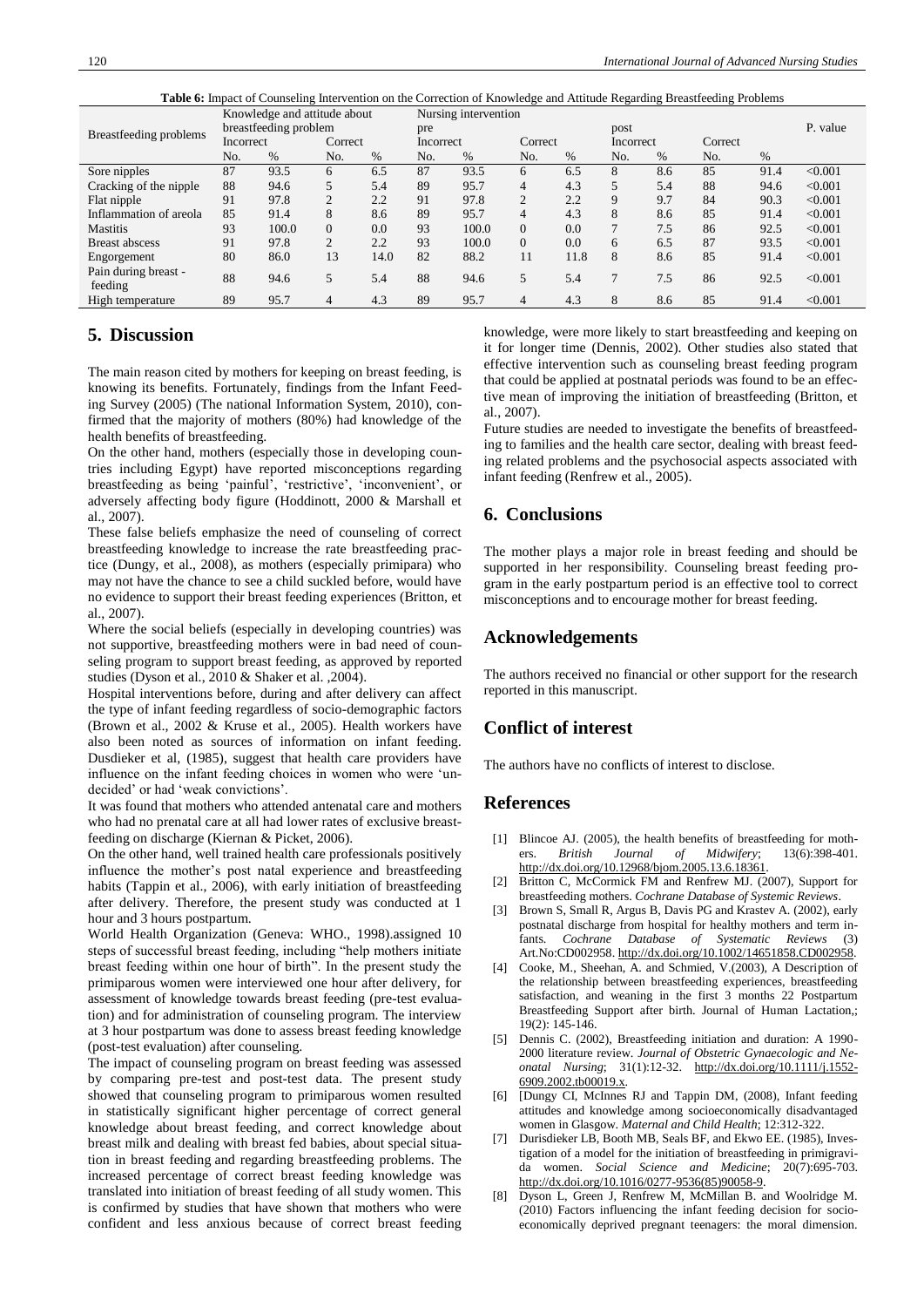**Table 6:** Impact of Counseling Intervention on the Correction of Knowledge and Attitude Regarding Breastfeeding Problems

| Breastfeeding problems | Knowledge and attitude about breastfeeding problem | | | | Nursing intervention | | | | | | | | P. value |
|---|---|---|---|---|---|---|---|---|---|---|---|---|---|
| | | | | | pre | | | | post | | | | |
| | Incorrect | | Correct | | Incorrect | | Correct | | Incorrect | | Correct | | |
| | No. | % | No. | % | No. | % | No. | % | No. | % | No. | % | |
| Sore nipples | 87 | 93.5 | 6 | 6.5 | 87 | 93.5 | 6 | 6.5 | 8 | 8.6 | 85 | 91.4 | <0.001 |
| Cracking of the nipple | 88 | 94.6 | 5 | 5.4 | 89 | 95.7 | 4 | 4.3 | 5 | 5.4 | 88 | 94.6 | <0.001 |
| Flat nipple | 91 | 97.8 | 2 | 2.2 | 91 | 97.8 | 2 | 2.2 | 9 | 9.7 | 84 | 90.3 | <0.001 |
| Inflammation of areola | 85 | 91.4 | 8 | 8.6 | 89 | 95.7 | 4 | 4.3 | 8 | 8.6 | 85 | 91.4 | <0.001 |
| Mastitis | 93 | 100.0 | 0 | 0.0 | 93 | 100.0 | 0 | 0.0 | 7 | 7.5 | 86 | 92.5 | <0.001 |
| Breast abscess | 91 | 97.8 | 2 | 2.2 | 93 | 100.0 | 0 | 0.0 | 6 | 6.5 | 87 | 93.5 | <0.001 |
| Engorgement | 80 | 86.0 | 13 | 14.0 | 82 | 88.2 | 11 | 11.8 | 8 | 8.6 | 85 | 91.4 | <0.001 |
| Pain during breast - feeding | 88 | 94.6 | 5 | 5.4 | 88 | 94.6 | 5 | 5.4 | 7 | 7.5 | 86 | 92.5 | <0.001 |
| High temperature | 89 | 95.7 | 4 | 4.3 | 89 | 95.7 | 4 | 4.3 | 8 | 8.6 | 85 | 91.4 | <0.001 |

## 5. Discussion

The main reason cited by mothers for keeping on breast feeding, is knowing its benefits. Fortunately, findings from the Infant Feeding Survey (2005) (The national Information System, 2010), confirmed that the majority of mothers (80%) had knowledge of the health benefits of breastfeeding.

On the other hand, mothers (especially those in developing countries including Egypt) have reported misconceptions regarding breastfeeding as being 'painful', 'restrictive', 'inconvenient', or adversely affecting body figure (Hoddinott, 2000 & Marshall et al., 2007).

These false beliefs emphasize the need of counseling of correct breastfeeding knowledge to increase the rate breastfeeding practice (Dungy, et al., 2008), as mothers (especially primipara) who may not have the chance to see a child suckled before, would have no evidence to support their breast feeding experiences (Britton, et al., 2007).

Where the social beliefs (especially in developing countries) was not supportive, breastfeeding mothers were in bad need of counseling program to support breast feeding, as approved by reported studies (Dyson et al., 2010 & Shaker et al. ,2004).

Hospital interventions before, during and after delivery can affect the type of infant feeding regardless of socio-demographic factors (Brown et al., 2002 & Kruse et al., 2005). Health workers have also been noted as sources of information on infant feeding. Dusdieker et al, (1985), suggest that health care providers have influence on the infant feeding choices in women who were 'undecided' or had 'weak convictions'.

It was found that mothers who attended antenatal care and mothers who had no prenatal care at all had lower rates of exclusive breastfeeding on discharge (Kiernan & Picket, 2006).

On the other hand, well trained health care professionals positively influence the mother's post natal experience and breastfeeding habits (Tappin et al., 2006), with early initiation of breastfeeding after delivery. Therefore, the present study was conducted at 1 hour and 3 hours postpartum.

World Health Organization (Geneva: WHO., 1998).assigned 10 steps of successful breast feeding, including "help mothers initiate breast feeding within one hour of birth". In the present study the primiparous women were interviewed one hour after delivery, for assessment of knowledge towards breast feeding (pre-test evaluation) and for administration of counseling program. The interview at 3 hour postpartum was done to assess breast feeding knowledge (post-test evaluation) after counseling.

The impact of counseling program on breast feeding was assessed by comparing pre-test and post-test data. The present study showed that counseling program to primiparous women resulted in statistically significant higher percentage of correct general knowledge about breast feeding, and correct knowledge about breast milk and dealing with breast fed babies, about special situation in breast feeding and regarding breastfeeding problems. The increased percentage of correct breast feeding knowledge was translated into initiation of breast feeding of all study women. This is confirmed by studies that have shown that mothers who were confident and less anxious because of correct breast feeding knowledge, were more likely to start breastfeeding and keeping on it for longer time (Dennis, 2002). Other studies also stated that effective intervention such as counseling breast feeding program that could be applied at postnatal periods was found to be an effective mean of improving the initiation of breastfeeding (Britton, et al., 2007).

Future studies are needed to investigate the benefits of breastfeeding to families and the health care sector, dealing with breast feeding related problems and the psychosocial aspects associated with infant feeding (Renfrew et al., 2005).

## 6. Conclusions

The mother plays a major role in breast feeding and should be supported in her responsibility. Counseling breast feeding program in the early postpartum period is an effective tool to correct misconceptions and to encourage mother for breast feeding.

## Acknowledgements

The authors received no financial or other support for the research reported in this manuscript.

## Conflict of interest

The authors have no conflicts of interest to disclose.

## References

[1] Blincoe AJ. (2005), the health benefits of breastfeeding for mothers. *British Journal of Midwifery*; 13(6):398-401. http://dx.doi.org/10.12968/bjom.2005.13.6.18361.

[2] Britton C, McCormick FM and Renfrew MJ. (2007), Support for breastfeeding mothers. *Cochrane Database of Systemic Reviews*.

[3] Brown S, Small R, Argus B, Davis PG and Krastev A. (2002), early postnatal discharge from hospital for healthy mothers and term infants. *Cochrane Database of Systematic Reviews* (3) Art.No:CD002958. http://dx.doi.org/10.1002/14651858.CD002958.

[4] Cooke, M., Sheehan, A. and Schmied, V.(2003), A Description of the relationship between breastfeeding experiences, breastfeeding satisfaction, and weaning in the first 3 months 22 Postpartum Breastfeeding Support after birth. Journal of Human Lactation,; 19(2): 145-146.

[5] Dennis C. (2002), Breastfeeding initiation and duration: A 1990-2000 literature review. *Journal of Obstetric Gynaecologic and Neonatal Nursing*; 31(1):12-32. http://dx.doi.org/10.1111/j.1552-6909.2002.tb00019.x.

[6] [Dungy CI, McInnes RJ and Tappin DM, (2008), Infant feeding attitudes and knowledge among socioeconomically disadvantaged women in Glasgow. *Maternal and Child Health*; 12:312-322.

[7] Durisdieker LB, Booth MB, Seals BF, and Ekwo EE. (1985), Investigation of a model for the initiation of breastfeeding in primigravida women. *Social Science and Medicine*; 20(7):695-703. http://dx.doi.org/10.1016/0277-9536(85)90058-9.

[8] Dyson L, Green J, Renfrew M, McMillan B. and Woolridge M. (2010) Factors influencing the infant feeding decision for socioeconomically deprived pregnant teenagers: the moral dimension.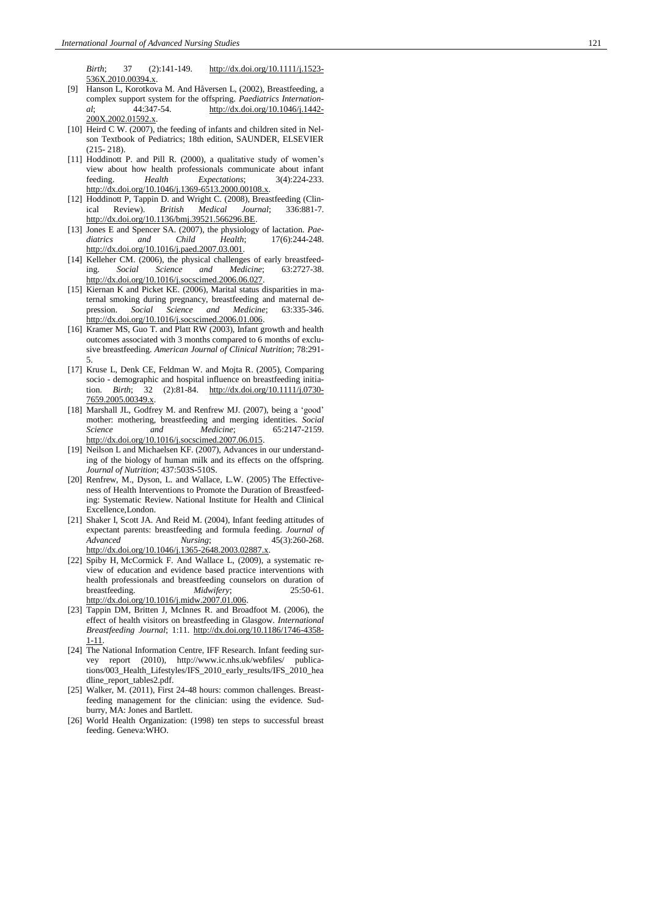*Birth*; 37 (2):141-149. http://dx.doi.org/10.1111/j.1523-536X.2010.00394.x.

[9] Hanson L, Korotkova M. And Håversen L, (2002), Breastfeeding, a complex support system for the offspring. *Paediatrics International*; 44:347-54. http://dx.doi.org/10.1046/j.1442-200X.2002.01592.x.

[10] Heird C W. (2007), the feeding of infants and children sited in Nelson Textbook of Pediatrics; 18th edition, SAUNDER, ELSEVIER (215- 218).

[11] Hoddinott P. and Pill R. (2000), a qualitative study of women's view about how health professionals communicate about infant feeding. *Health Expectations*; 3(4):224-233. http://dx.doi.org/10.1046/j.1369-6513.2000.00108.x.

[12] Hoddinott P, Tappin D. and Wright C. (2008), Breastfeeding (Clinical Review). *British Medical Journal*; 336:881-7. http://dx.doi.org/10.1136/bmj.39521.566296.BE.

[13] Jones E and Spencer SA. (2007), the physiology of lactation. *Paediatrics and Child Health*; 17(6):244-248. http://dx.doi.org/10.1016/j.paed.2007.03.001.

[14] Kelleher CM. (2006), the physical challenges of early breastfeeding. *Social Science and Medicine*; 63:2727-38. http://dx.doi.org/10.1016/j.socscimed.2006.06.027.

[15] Kiernan K and Picket KE. (2006), Marital status disparities in maternal smoking during pregnancy, breastfeeding and maternal depression. *Social Science and Medicine*; 63:335-346. http://dx.doi.org/10.1016/j.socscimed.2006.01.006.

[16] Kramer MS, Guo T. and Platt RW (2003), Infant growth and health outcomes associated with 3 months compared to 6 months of exclusive breastfeeding. *American Journal of Clinical Nutrition*; 78:291-5.

[17] Kruse L, Denk CE, Feldman W. and Mojta R. (2005), Comparing socio - demographic and hospital influence on breastfeeding initiation. *Birth*; 32 (2):81-84. http://dx.doi.org/10.1111/j.0730-7659.2005.00349.x.

[18] Marshall JL, Godfrey M. and Renfrew MJ. (2007), being a 'good' mother: mothering, breastfeeding and merging identities. *Social Science and Medicine*; 65:2147-2159. http://dx.doi.org/10.1016/j.socscimed.2007.06.015.

[19] Neilson L and Michaelsen KF. (2007), Advances in our understanding of the biology of human milk and its effects on the offspring. *Journal of Nutrition*; 437:503S-510S.

[20] Renfrew, M., Dyson, L. and Wallace, L.W. (2005) The Effectiveness of Health Interventions to Promote the Duration of Breastfeeding: Systematic Review. National Institute for Health and Clinical Excellence,London.

[21] Shaker I, Scott JA. And Reid M. (2004), Infant feeding attitudes of expectant parents: breastfeeding and formula feeding. *Journal of Advanced Nursing*; 45(3):260-268. http://dx.doi.org/10.1046/j.1365-2648.2003.02887.x.

[22] Spiby H, McCormick F. And Wallace L, (2009), a systematic review of education and evidence based practice interventions with health professionals and breastfeeding counselors on duration of breastfeeding. *Midwifery*; 25:50-61. http://dx.doi.org/10.1016/j.midw.2007.01.006.

[23] Tappin DM, Britten J, McInnes R. and Broadfoot M. (2006), the effect of health visitors on breastfeeding in Glasgow. *International Breastfeeding Journal*; 1:11. http://dx.doi.org/10.1186/1746-4358-1-11.

[24] The National Information Centre, IFF Research. Infant feeding survey report (2010), http://www.ic.nhs.uk/webfiles/ publications/003_Health_Lifestyles/IFS_2010_early_results/IFS_2010_headline_report_tables2.pdf.

[25] Walker, M. (2011), First 24-48 hours: common challenges. Breastfeeding management for the clinician: using the evidence. Sudburry, MA: Jones and Bartlett.

[26] World Health Organization: (1998) ten steps to successful breast feeding. Geneva:WHO.